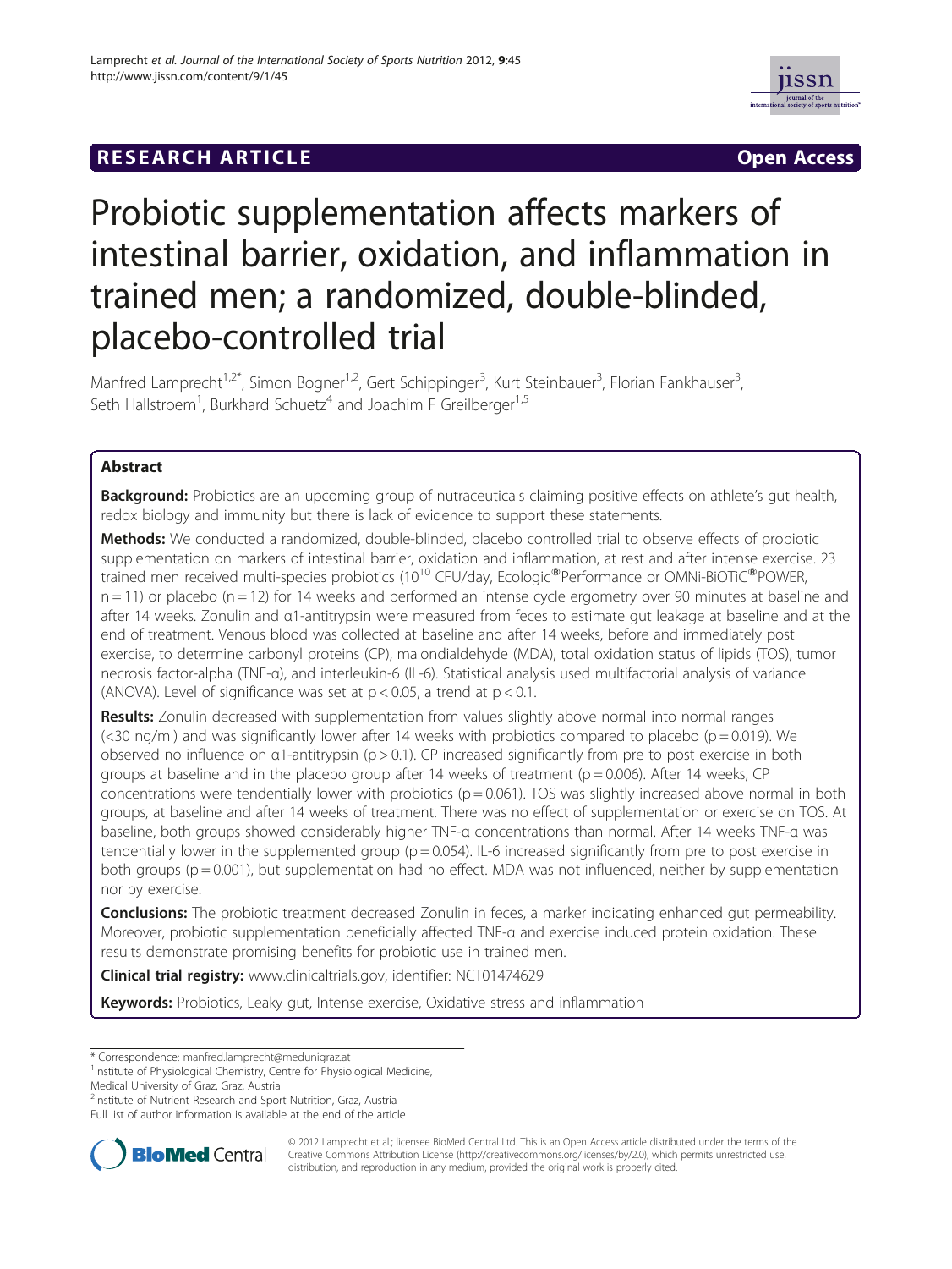RESEARCH ARTICLE Open Access

# Probiotic supplementation affects markers of intestinal barrier, oxidation, and inflammation in trained men; a randomized, double-blinded, placebo-controlled trial

Manfred Lamprecht[1,2*], Simon Bogner[1,2], Gert Schippinger[3], Kurt Steinbauer[3], Florian Fankhauser[3], Seth Hallstroem[1], Burkhard Schuetz[4] and Joachim F Greilberger[1,5]

## Abstract

**Background:** Probiotics are an upcoming group of nutraceuticals claiming positive effects on athlete's gut health, redox biology and immunity but there is lack of evidence to support these statements.

**Methods:** We conducted a randomized, double-blinded, placebo controlled trial to observe effects of probiotic supplementation on markers of intestinal barrier, oxidation and inflammation, at rest and after intense exercise. 23 trained men received multi-species probiotics ($10^{10}$ CFU/day, Ecologic®Performance or OMNi-BiOTiC®POWER, n = 11) or placebo (n = 12) for 14 weeks and performed an intense cycle ergometry over 90 minutes at baseline and after 14 weeks. Zonulin and α1-antitrypsin were measured from feces to estimate gut leakage at baseline and at the end of treatment. Venous blood was collected at baseline and after 14 weeks, before and immediately post exercise, to determine carbonyl proteins (CP), malondialdehyde (MDA), total oxidation status of lipids (TOS), tumor necrosis factor-alpha (TNF-α), and interleukin-6 (IL-6). Statistical analysis used multifactorial analysis of variance (ANOVA). Level of significance was set at $p < 0.05$, a trend at $p < 0.1$.

**Results:** Zonulin decreased with supplementation from values slightly above normal into normal ranges (<30 ng/ml) and was significantly lower after 14 weeks with probiotics compared to placebo ($p = 0.019$). We observed no influence on α1-antitrypsin ($p > 0.1$). CP increased significantly from pre to post exercise in both groups at baseline and in the placebo group after 14 weeks of treatment ($p = 0.006$). After 14 weeks, CP concentrations were tendentially lower with probiotics ($p = 0.061$). TOS was slightly increased above normal in both groups, at baseline and after 14 weeks of treatment. There was no effect of supplementation or exercise on TOS. At baseline, both groups showed considerably higher TNF-α concentrations than normal. After 14 weeks TNF-α was tendentially lower in the supplemented group ($p = 0.054$). IL-6 increased significantly from pre to post exercise in both groups ($p = 0.001$), but supplementation had no effect. MDA was not influenced, neither by supplementation nor by exercise.

**Conclusions:** The probiotic treatment decreased Zonulin in feces, a marker indicating enhanced gut permeability. Moreover, probiotic supplementation beneficially affected TNF-α and exercise induced protein oxidation. These results demonstrate promising benefits for probiotic use in trained men.

**Clinical trial registry:** www.clinicaltrials.gov, identifier: NCT01474629

**Keywords:** Probiotics, Leaky gut, Intense exercise, Oxidative stress and inflammation

---

\* Correspondence: manfred.lamprecht@medunigraz.at
[1]Institute of Physiological Chemistry, Centre for Physiological Medicine, Medical University of Graz, Graz, Austria
[2]Institute of Nutrient Research and Sport Nutrition, Graz, Austria
Full list of author information is available at the end of the article

© 2012 Lamprecht et al.; licensee BioMed Central Ltd. This is an Open Access article distributed under the terms of the Creative Commons Attribution License (http://creativecommons.org/licenses/by/2.0), which permits unrestricted use, distribution, and reproduction in any medium, provided the original work is properly cited.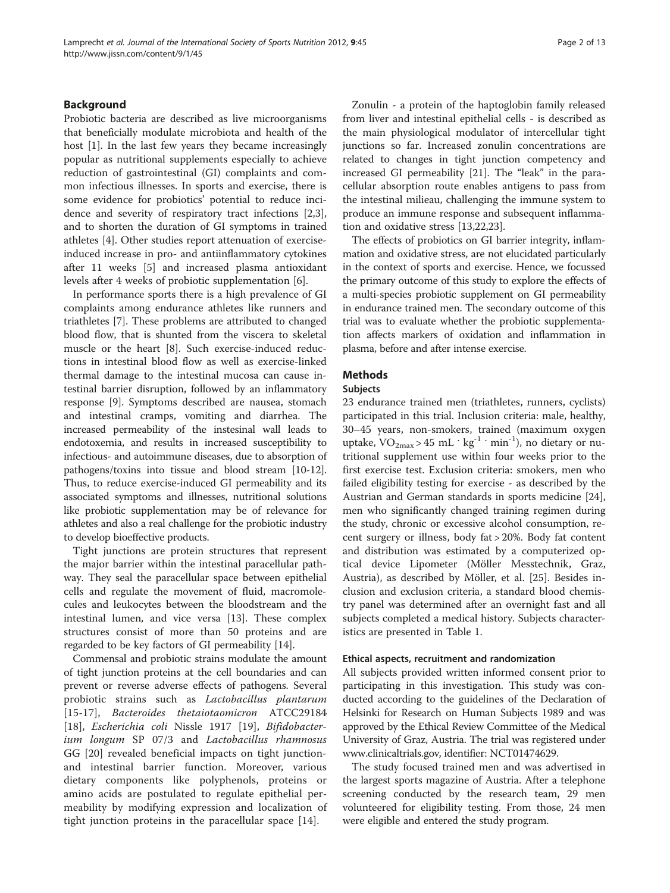## Background

Probiotic bacteria are described as live microorganisms that beneficially modulate microbiota and health of the host [1]. In the last few years they became increasingly popular as nutritional supplements especially to achieve reduction of gastrointestinal (GI) complaints and common infectious illnesses. In sports and exercise, there is some evidence for probiotics' potential to reduce incidence and severity of respiratory tract infections [2,3], and to shorten the duration of GI symptoms in trained athletes [4]. Other studies report attenuation of exercise-induced increase in pro- and antiinflammatory cytokines after 11 weeks [5] and increased plasma antioxidant levels after 4 weeks of probiotic supplementation [6].

In performance sports there is a high prevalence of GI complaints among endurance athletes like runners and triathletes [7]. These problems are attributed to changed blood flow, that is shunted from the viscera to skeletal muscle or the heart [8]. Such exercise-induced reductions in intestinal blood flow as well as exercise-linked thermal damage to the intestinal mucosa can cause intestinal barrier disruption, followed by an inflammatory response [9]. Symptoms described are nausea, stomach and intestinal cramps, vomiting and diarrhea. The increased permeability of the instesinal wall leads to endotoxemia, and results in increased susceptibility to infectious- and autoimmune diseases, due to absorption of pathogens/toxins into tissue and blood stream [10-12]. Thus, to reduce exercise-induced GI permeability and its associated symptoms and illnesses, nutritional solutions like probiotic supplementation may be of relevance for athletes and also a real challenge for the probiotic industry to develop bioeffective products.

Tight junctions are protein structures that represent the major barrier within the intestinal paracellular pathway. They seal the paracellular space between epithelial cells and regulate the movement of fluid, macromolecules and leukocytes between the bloodstream and the intestinal lumen, and vice versa [13]. These complex structures consist of more than 50 proteins and are regarded to be key factors of GI permeability [14].

Commensal and probiotic strains modulate the amount of tight junction proteins at the cell boundaries and can prevent or reverse adverse effects of pathogens. Several probiotic strains such as *Lactobacillus plantarum* [15-17], *Bacteroides thetaiotaomicron* ATCC29184 [18], *Escherichia coli* Nissle 1917 [19], *Bifidobacterium longum* SP 07/3 and *Lactobacillus rhamnosus* GG [20] revealed beneficial impacts on tight junction- and intestinal barrier function. Moreover, various dietary components like polyphenols, proteins or amino acids are postulated to regulate epithelial permeability by modifying expression and localization of tight junction proteins in the paracellular space [14].

Zonulin - a protein of the haptoglobin family released from liver and intestinal epithelial cells - is described as the main physiological modulator of intercellular tight junctions so far. Increased zonulin concentrations are related to changes in tight junction competency and increased GI permeability [21]. The "leak" in the paracellular absorption route enables antigens to pass from the intestinal milieau, challenging the immune system to produce an immune response and subsequent inflammation and oxidative stress [13,22,23].

The effects of probiotics on GI barrier integrity, inflammation and oxidative stress, are not elucidated particularly in the context of sports and exercise. Hence, we focussed the primary outcome of this study to explore the effects of a multi-species probiotic supplement on GI permeability in endurance trained men. The secondary outcome of this trial was to evaluate whether the probiotic supplementation affects markers of oxidation and inflammation in plasma, before and after intense exercise.

## Methods

### Subjects

23 endurance trained men (triathletes, runners, cyclists) participated in this trial. Inclusion criteria: male, healthy, 30–45 years, non-smokers, trained (maximum oxygen uptake, $VO_{2max} > 45$ mL · kg$^{-1}$ · min$^{-1}$), no dietary or nutritional supplement use within four weeks prior to the first exercise test. Exclusion criteria: smokers, men who failed eligibility testing for exercise - as described by the Austrian and German standards in sports medicine [24], men who significantly changed training regimen during the study, chronic or excessive alcohol consumption, recent surgery or illness, body fat > 20%. Body fat content and distribution was estimated by a computerized optical device Lipometer (Möller Messtechnik, Graz, Austria), as described by Möller, et al. [25]. Besides inclusion and exclusion criteria, a standard blood chemistry panel was determined after an overnight fast and all subjects completed a medical history. Subjects characteristics are presented in Table 1.

#### Ethical aspects, recruitment and randomization

All subjects provided written informed consent prior to participating in this investigation. This study was conducted according to the guidelines of the Declaration of Helsinki for Research on Human Subjects 1989 and was approved by the Ethical Review Committee of the Medical University of Graz, Austria. The trial was registered under www.clinicaltrials.gov, identifier: NCT01474629.

The study focused trained men and was advertised in the largest sports magazine of Austria. After a telephone screening conducted by the research team, 29 men volunteered for eligibility testing. From those, 24 men were eligible and entered the study program.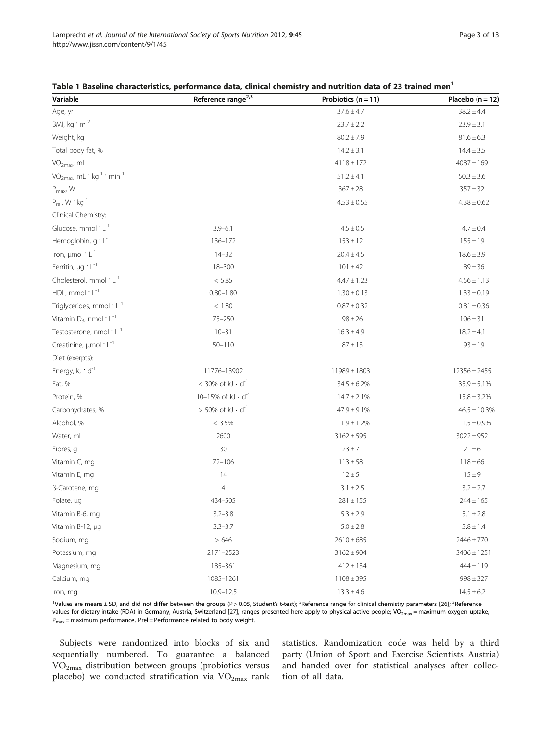**Table 1 Baseline characteristics, performance data, clinical chemistry and nutrition data of 23 trained men[1]**

| Variable | Reference range[2,3] | Probiotics (n = 11) | Placebo (n = 12) |
|---|---|---|---|
| Age, yr | | 37.6 ± 4.7 | 38.2 ± 4.4 |
| BMI, kg · m$^{-2}$ | | 23.7 ± 2.2 | 23.9 ± 3.1 |
| Weight, kg | | 80.2 ± 7.9 | 81.6 ± 6.3 |
| Total body fat, % | | 14.2 ± 3.1 | 14.4 ± 3.5 |
| $VO_{2max}$, mL | | 4118 ± 172 | 4087 ± 169 |
| $VO_{2max}$, mL · kg$^{-1}$ · min$^{-1}$ | | 51.2 ± 4.1 | 50.3 ± 3.6 |
| $P_{max}$, W | | 367 ± 28 | 357 ± 32 |
| $P_{rel}$, W · kg$^{-1}$ | | 4.53 ± 0.55 | 4.38 ± 0.62 |
| Clinical Chemistry: | | | |
| Glucose, mmol · L$^{-1}$ | 3.9–6.1 | 4.5 ± 0.5 | 4.7 ± 0.4 |
| Hemoglobin, g · L$^{-1}$ | 136–172 | 153 ± 12 | 155 ± 19 |
| Iron, µmol · L$^{-1}$ | 14–32 | 20.4 ± 4.5 | 18.6 ± 3.9 |
| Ferritin, µg · L$^{-1}$ | 18–300 | 101 ± 42 | 89 ± 36 |
| Cholesterol, mmol · L$^{-1}$ | < 5.85 | 4.47 ± 1.23 | 4.56 ± 1.13 |
| HDL, mmol · L$^{-1}$ | 0.80–1.80 | 1.30 ± 0.13 | 1.33 ± 0.19 |
| Triglycerides, mmol · L$^{-1}$ | < 1.80 | 0.87 ± 0.32 | 0.81 ± 0.36 |
| Vitamin $D_3$, nmol · L$^{-1}$ | 75–250 | 98 ± 26 | 106 ± 31 |
| Testosterone, nmol · L$^{-1}$ | 10–31 | 16.3 ± 4.9 | 18.2 ± 4.1 |
| Creatinine, µmol · L$^{-1}$ | 50–110 | 87 ± 13 | 93 ± 19 |
| Diet (exerpts): | | | |
| Energy, kJ · d$^{-1}$ | 11776–13902 | 11989 ± 1803 | 12356 ± 2455 |
| Fat, % | < 30% of kJ · d$^{-1}$ | 34.5 ± 6.2% | 35.9 ± 5.1% |
| Protein, % | 10–15% of kJ · d$^{-1}$ | 14.7 ± 2.1% | 15.8 ± 3.2% |
| Carbohydrates, % | > 50% of kJ · d$^{-1}$ | 47.9 ± 9.1% | 46.5 ± 10.3% |
| Alcohol, % | < 3.5% | 1.9 ± 1.2% | 1.5 ± 0.9% |
| Water, mL | 2600 | 3162 ± 595 | 3022 ± 952 |
| Fibres, g | 30 | 23 ± 7 | 21 ± 6 |
| Vitamin C, mg | 72–106 | 113 ± 58 | 118 ± 66 |
| Vitamin E, mg | 14 | 12 ± 5 | 15 ± 9 |
| ß-Carotene, mg | 4 | 3.1 ± 2.5 | 3.2 ± 2.7 |
| Folate, µg | 434–505 | 281 ± 155 | 244 ± 165 |
| Vitamin B-6, mg | 3.2–3.8 | 5.3 ± 2.9 | 5.1 ± 2.8 |
| Vitamin B-12, µg | 3.3–3.7 | 5.0 ± 2.8 | 5.8 ± 1.4 |
| Sodium, mg | > 646 | 2610 ± 685 | 2446 ± 770 |
| Potassium, mg | 2171–2523 | 3162 ± 904 | 3406 ± 1251 |
| Magnesium, mg | 185–361 | 412 ± 134 | 444 ± 119 |
| Calcium, mg | 1085–1261 | 1108 ± 395 | 998 ± 327 |
| Iron, mg | 10.9–12.5 | 13.3 ± 4.6 | 14.5 ± 6.2 |

[1]Values are means ± SD, and did not differ between the groups (P > 0.05, Student's t-test); [2]Reference range for clinical chemistry parameters [26]; [3]Reference values for dietary intake (RDA) in Germany, Austria, Switzerland [27], ranges presented here apply to physical active people; $VO_{2max}$ = maximum oxygen uptake, $P_{max}$ = maximum performance, Prel = Performance related to body weight.

Subjects were randomized into blocks of six and sequentially numbered. To guarantee a balanced $VO_{2max}$ distribution between groups (probiotics versus placebo) we conducted stratification via $VO_{2max}$ rank statistics. Randomization code was held by a third party (Union of Sport and Exercise Scientists Austria) and handed over for statistical analyses after collection of all data.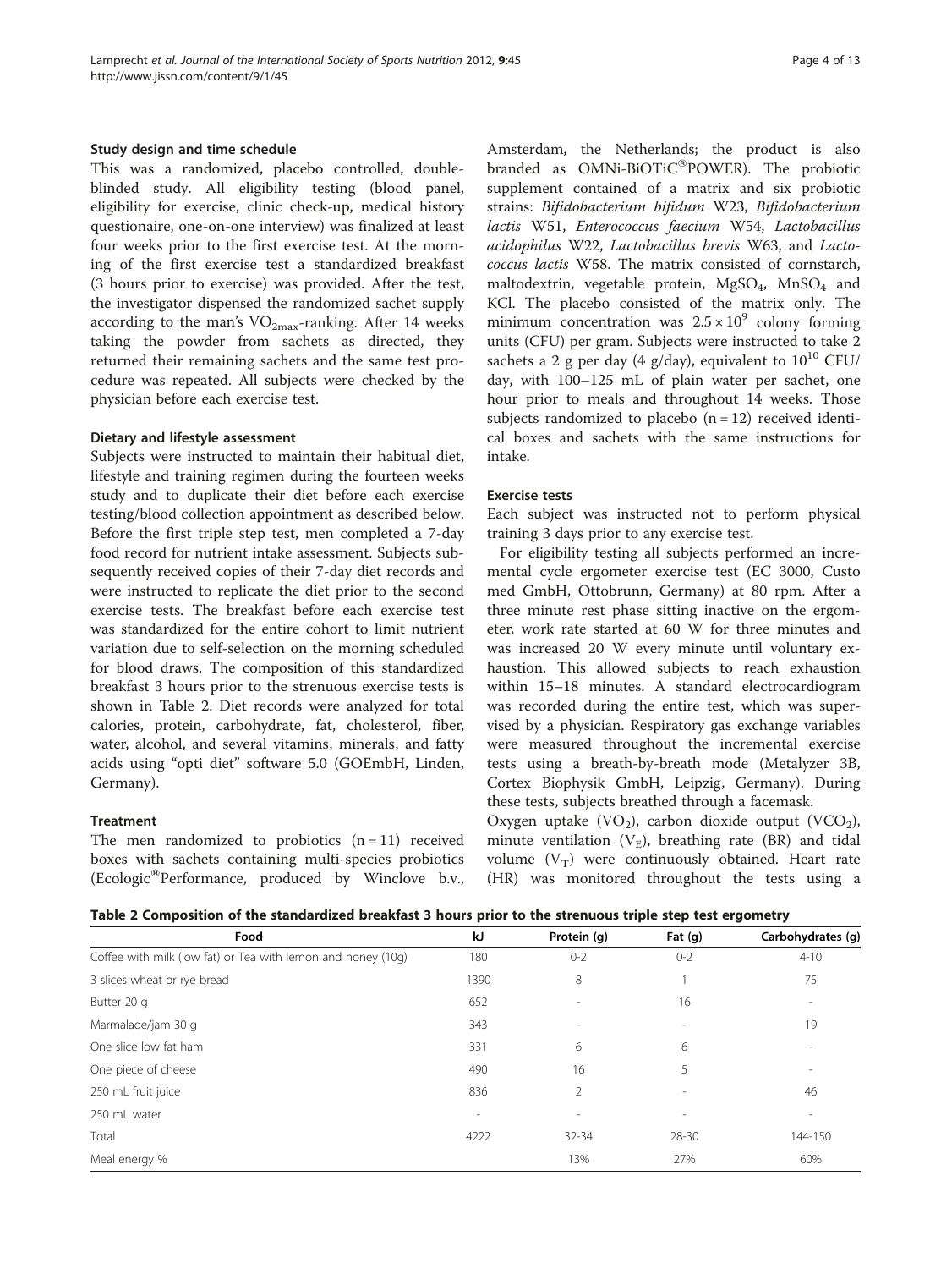### Study design and time schedule

This was a randomized, placebo controlled, double-blinded study. All eligibility testing (blood panel, eligibility for exercise, clinic check-up, medical history questionaire, one-on-one interview) was finalized at least four weeks prior to the first exercise test. At the morning of the first exercise test a standardized breakfast (3 hours prior to exercise) was provided. After the test, the investigator dispensed the randomized sachet supply according to the man's $VO_{2max}$-ranking. After 14 weeks taking the powder from sachets as directed, they returned their remaining sachets and the same test procedure was repeated. All subjects were checked by the physician before each exercise test.

### Dietary and lifestyle assessment

Subjects were instructed to maintain their habitual diet, lifestyle and training regimen during the fourteen weeks study and to duplicate their diet before each exercise testing/blood collection appointment as described below. Before the first triple step test, men completed a 7-day food record for nutrient intake assessment. Subjects subsequently received copies of their 7-day diet records and were instructed to replicate the diet prior to the second exercise tests. The breakfast before each exercise test was standardized for the entire cohort to limit nutrient variation due to self-selection on the morning scheduled for blood draws. The composition of this standardized breakfast 3 hours prior to the strenuous exercise tests is shown in Table 2. Diet records were analyzed for total calories, protein, carbohydrate, fat, cholesterol, fiber, water, alcohol, and several vitamins, minerals, and fatty acids using "opti diet" software 5.0 (GOEmbH, Linden, Germany).

### Treatment

The men randomized to probiotics (n = 11) received boxes with sachets containing multi-species probiotics (Ecologic®Performance, produced by Winclove b.v., Amsterdam, the Netherlands; the product is also branded as OMNi-BiOTiC®POWER). The probiotic supplement contained of a matrix and six probiotic strains: *Bifidobacterium bifidum* W23, *Bifidobacterium lactis* W51, *Enterococcus faecium* W54, *Lactobacillus acidophilus* W22, *Lactobacillus brevis* W63, and *Lactococcus lactis* W58. The matrix consisted of cornstarch, maltodextrin, vegetable protein, $MgSO_4$, $MnSO_4$ and KCl. The placebo consisted of the matrix only. The minimum concentration was $2.5 \times 10^9$ colony forming units (CFU) per gram. Subjects were instructed to take 2 sachets a 2 g per day (4 g/day), equivalent to $10^{10}$ CFU/day, with 100–125 mL of plain water per sachet, one hour prior to meals and throughout 14 weeks. Those subjects randomized to placebo (n = 12) received identical boxes and sachets with the same instructions for intake.

### Exercise tests

Each subject was instructed not to perform physical training 3 days prior to any exercise test.

For eligibility testing all subjects performed an incremental cycle ergometer exercise test (EC 3000, Custo med GmbH, Ottobrunn, Germany) at 80 rpm. After a three minute rest phase sitting inactive on the ergometer, work rate started at 60 W for three minutes and was increased 20 W every minute until voluntary exhaustion. This allowed subjects to reach exhaustion within 15–18 minutes. A standard electrocardiogram was recorded during the entire test, which was supervised by a physician. Respiratory gas exchange variables were measured throughout the incremental exercise tests using a breath-by-breath mode (Metalyzer 3B, Cortex Biophysik GmbH, Leipzig, Germany). During these tests, subjects breathed through a facemask.

Oxygen uptake ($VO_2$), carbon dioxide output ($VCO_2$), minute ventilation ($V_E$), breathing rate (BR) and tidal volume ($V_T$) were continuously obtained. Heart rate (HR) was monitored throughout the tests using a

**Table 2 Composition of the standardized breakfast 3 hours prior to the strenuous triple step test ergometry**

| Food | kJ | Protein (g) | Fat (g) | Carbohydrates (g) |
|---|---|---|---|---|
| Coffee with milk (low fat) or Tea with lemon and honey (10g) | 180 | 0-2 | 0-2 | 4-10 |
| 3 slices wheat or rye bread | 1390 | 8 | 1 | 75 |
| Butter 20 g | 652 | - | 16 | - |
| Marmalade/jam 30 g | 343 | - | - | 19 |
| One slice low fat ham | 331 | 6 | 6 | - |
| One piece of cheese | 490 | 16 | 5 | - |
| 250 mL fruit juice | 836 | 2 | - | 46 |
| 250 mL water | - | - | - | - |
| Total | 4222 | 32-34 | 28-30 | 144-150 |
| Meal energy % | | 13% | 27% | 60% |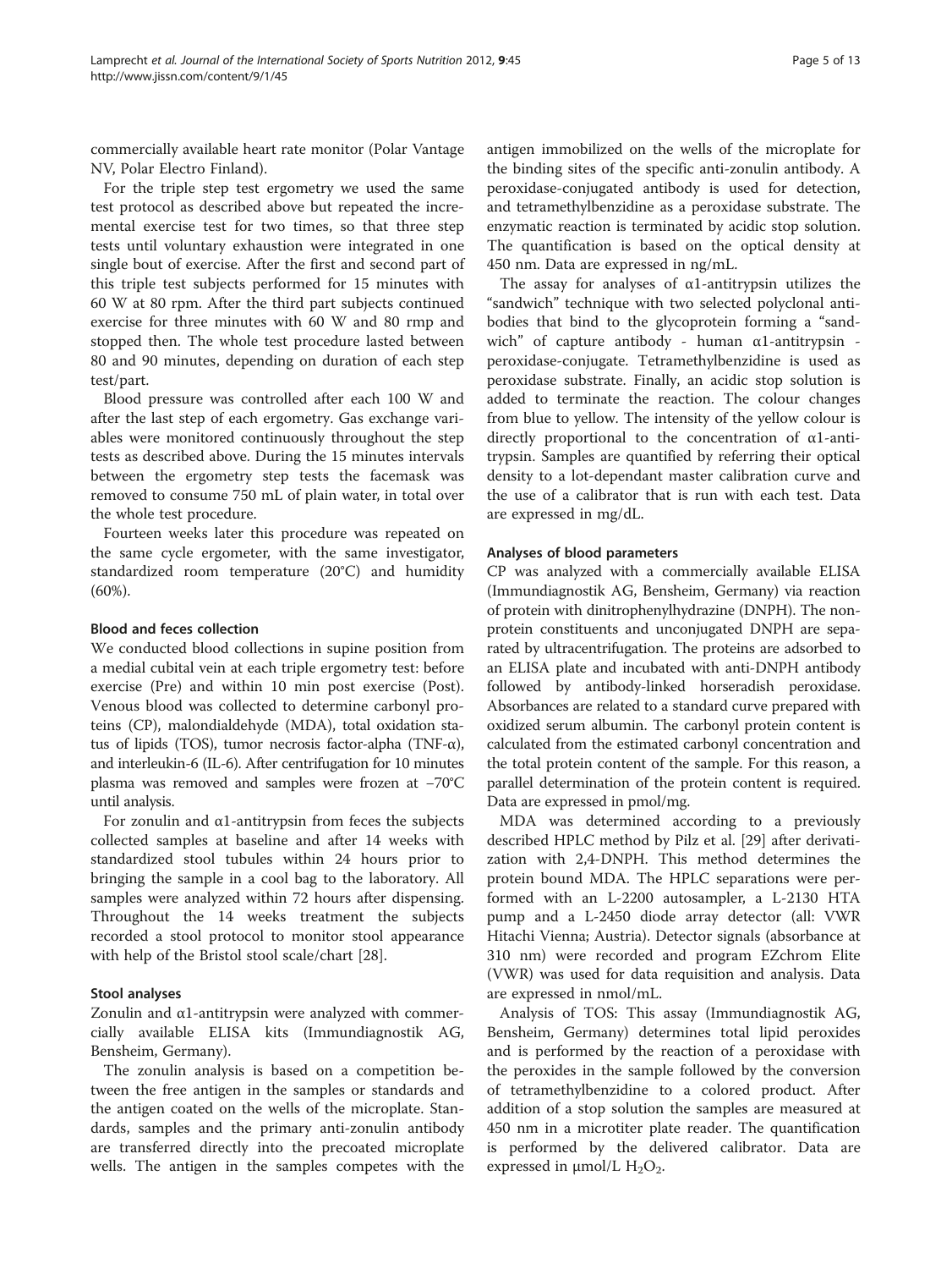commercially available heart rate monitor (Polar Vantage NV, Polar Electro Finland).

For the triple step test ergometry we used the same test protocol as described above but repeated the incremental exercise test for two times, so that three step tests until voluntary exhaustion were integrated in one single bout of exercise. After the first and second part of this triple test subjects performed for 15 minutes with 60 W at 80 rpm. After the third part subjects continued exercise for three minutes with 60 W and 80 rmp and stopped then. The whole test procedure lasted between 80 and 90 minutes, depending on duration of each step test/part.

Blood pressure was controlled after each 100 W and after the last step of each ergometry. Gas exchange variables were monitored continuously throughout the step tests as described above. During the 15 minutes intervals between the ergometry step tests the facemask was removed to consume 750 mL of plain water, in total over the whole test procedure.

Fourteen weeks later this procedure was repeated on the same cycle ergometer, with the same investigator, standardized room temperature (20°C) and humidity (60%).

### Blood and feces collection

We conducted blood collections in supine position from a medial cubital vein at each triple ergometry test: before exercise (Pre) and within 10 min post exercise (Post). Venous blood was collected to determine carbonyl proteins (CP), malondialdehyde (MDA), total oxidation status of lipids (TOS), tumor necrosis factor-alpha (TNF-α), and interleukin-6 (IL-6). After centrifugation for 10 minutes plasma was removed and samples were frozen at −70°C until analysis.

For zonulin and α1-antitrypsin from feces the subjects collected samples at baseline and after 14 weeks with standardized stool tubules within 24 hours prior to bringing the sample in a cool bag to the laboratory. All samples were analyzed within 72 hours after dispensing. Throughout the 14 weeks treatment the subjects recorded a stool protocol to monitor stool appearance with help of the Bristol stool scale/chart [28].

### Stool analyses

Zonulin and α1-antitrypsin were analyzed with commercially available ELISA kits (Immundiagnostik AG, Bensheim, Germany).

The zonulin analysis is based on a competition between the free antigen in the samples or standards and the antigen coated on the wells of the microplate. Standards, samples and the primary anti-zonulin antibody are transferred directly into the precoated microplate wells. The antigen in the samples competes with the antigen immobilized on the wells of the microplate for the binding sites of the specific anti-zonulin antibody. A peroxidase-conjugated antibody is used for detection, and tetramethylbenzidine as a peroxidase substrate. The enzymatic reaction is terminated by acidic stop solution. The quantification is based on the optical density at 450 nm. Data are expressed in ng/mL.

The assay for analyses of α1-antitrypsin utilizes the "sandwich" technique with two selected polyclonal antibodies that bind to the glycoprotein forming a "sandwich" of capture antibody - human α1-antitrypsin - peroxidase-conjugate. Tetramethylbenzidine is used as peroxidase substrate. Finally, an acidic stop solution is added to terminate the reaction. The colour changes from blue to yellow. The intensity of the yellow colour is directly proportional to the concentration of α1-antitrypsin. Samples are quantified by referring their optical density to a lot-dependant master calibration curve and the use of a calibrator that is run with each test. Data are expressed in mg/dL.

### Analyses of blood parameters

CP was analyzed with a commercially available ELISA (Immundiagnostik AG, Bensheim, Germany) via reaction of protein with dinitrophenylhydrazine (DNPH). The non-protein constituents and unconjugated DNPH are separated by ultracentrifugation. The proteins are adsorbed to an ELISA plate and incubated with anti-DNPH antibody followed by antibody-linked horseradish peroxidase. Absorbances are related to a standard curve prepared with oxidized serum albumin. The carbonyl protein content is calculated from the estimated carbonyl concentration and the total protein content of the sample. For this reason, a parallel determination of the protein content is required. Data are expressed in pmol/mg.

MDA was determined according to a previously described HPLC method by Pilz et al. [29] after derivatization with 2,4-DNPH. This method determines the protein bound MDA. The HPLC separations were performed with an L-2200 autosampler, a L-2130 HTA pump and a L-2450 diode array detector (all: VWR Hitachi Vienna; Austria). Detector signals (absorbance at 310 nm) were recorded and program EZchrom Elite (VWR) was used for data requisition and analysis. Data are expressed in nmol/mL.

Analysis of TOS: This assay (Immundiagnostik AG, Bensheim, Germany) determines total lipid peroxides and is performed by the reaction of a peroxidase with the peroxides in the sample followed by the conversion of tetramethylbenzidine to a colored product. After addition of a stop solution the samples are measured at 450 nm in a microtiter plate reader. The quantification is performed by the delivered calibrator. Data are expressed in μmol/L $H_2O_2$.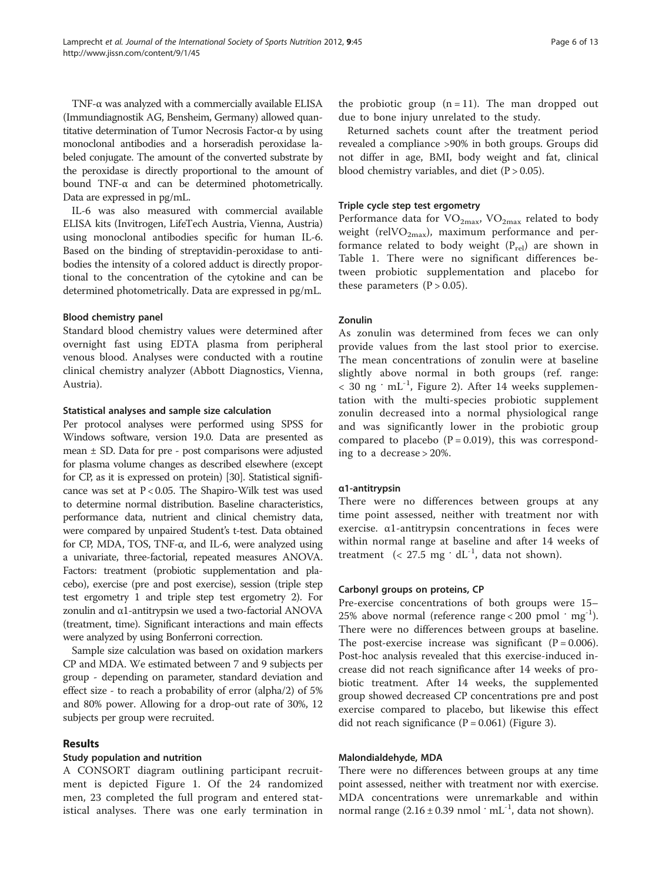TNF-α was analyzed with a commercially available ELISA (Immundiagnostik AG, Bensheim, Germany) allowed quantitative determination of Tumor Necrosis Factor-α by using monoclonal antibodies and a horseradish peroxidase labeled conjugate. The amount of the converted substrate by the peroxidase is directly proportional to the amount of bound TNF-α and can be determined photometrically. Data are expressed in pg/mL.

IL-6 was also measured with commercial available ELISA kits (Invitrogen, LifeTech Austria, Vienna, Austria) using monoclonal antibodies specific for human IL-6. Based on the binding of streptavidin-peroxidase to antibodies the intensity of a colored adduct is directly proportional to the concentration of the cytokine and can be determined photometrically. Data are expressed in pg/mL.

### Blood chemistry panel

Standard blood chemistry values were determined after overnight fast using EDTA plasma from peripheral venous blood. Analyses were conducted with a routine clinical chemistry analyzer (Abbott Diagnostics, Vienna, Austria).

### Statistical analyses and sample size calculation

Per protocol analyses were performed using SPSS for Windows software, version 19.0. Data are presented as mean ± SD. Data for pre - post comparisons were adjusted for plasma volume changes as described elsewhere (except for CP, as it is expressed on protein) [30]. Statistical significance was set at $P < 0.05$. The Shapiro-Wilk test was used to determine normal distribution. Baseline characteristics, performance data, nutrient and clinical chemistry data, were compared by unpaired Student's t-test. Data obtained for CP, MDA, TOS, TNF-α, and IL-6, were analyzed using a univariate, three-factorial, repeated measures ANOVA. Factors: treatment (probiotic supplementation and placebo), exercise (pre and post exercise), session (triple step test ergometry 1 and triple step test ergometry 2). For zonulin and α1-antitrypsin we used a two-factorial ANOVA (treatment, time). Significant interactions and main effects were analyzed by using Bonferroni correction.

Sample size calculation was based on oxidation markers CP and MDA. We estimated between 7 and 9 subjects per group - depending on parameter, standard deviation and effect size - to reach a probability of error (alpha/2) of 5% and 80% power. Allowing for a drop-out rate of 30%, 12 subjects per group were recruited.

## Results

### Study population and nutrition

A CONSORT diagram outlining participant recruitment is depicted Figure 1. Of the 24 randomized men, 23 completed the full program and entered statistical analyses. There was one early termination in the probiotic group ($n = 11$). The man dropped out due to bone injury unrelated to the study.

Returned sachets count after the treatment period revealed a compliance >90% in both groups. Groups did not differ in age, BMI, body weight and fat, clinical blood chemistry variables, and diet ($P > 0.05$).

### Triple cycle step test ergometry

Performance data for $VO_{2max}$, $VO_{2max}$ related to body weight (rel$VO_{2max}$), maximum performance and performance related to body weight ($P_{rel}$) are shown in Table 1. There were no significant differences between probiotic supplementation and placebo for these parameters ($P > 0.05$).

### Zonulin

As zonulin was determined from feces we can only provide values from the last stool prior to exercise. The mean concentrations of zonulin were at baseline slightly above normal in both groups (ref. range: $< 30$ ng · mL$^{-1}$, Figure 2). After 14 weeks supplementation with the multi-species probiotic supplement zonulin decreased into a normal physiological range and was significantly lower in the probiotic group compared to placebo ($P = 0.019$), this was corresponding to a decrease > 20%.

### α1-antitrypsin

There were no differences between groups at any time point assessed, neither with treatment nor with exercise. α1-antitrypsin concentrations in feces were within normal range at baseline and after 14 weeks of treatment (< 27.5 mg · dL$^{-1}$, data not shown).

### Carbonyl groups on proteins, CP

Pre-exercise concentrations of both groups were 15–25% above normal (reference range < 200 pmol · mg$^{-1}$). There were no differences between groups at baseline. The post-exercise increase was significant ($P = 0.006$). Post-hoc analysis revealed that this exercise-induced increase did not reach significance after 14 weeks of probiotic treatment. After 14 weeks, the supplemented group showed decreased CP concentrations pre and post exercise compared to placebo, but likewise this effect did not reach significance ($P = 0.061$) (Figure 3).

### Malondialdehyde, MDA

There were no differences between groups at any time point assessed, neither with treatment nor with exercise. MDA concentrations were unremarkable and within normal range (2.16 ± 0.39 nmol · mL$^{-1}$, data not shown).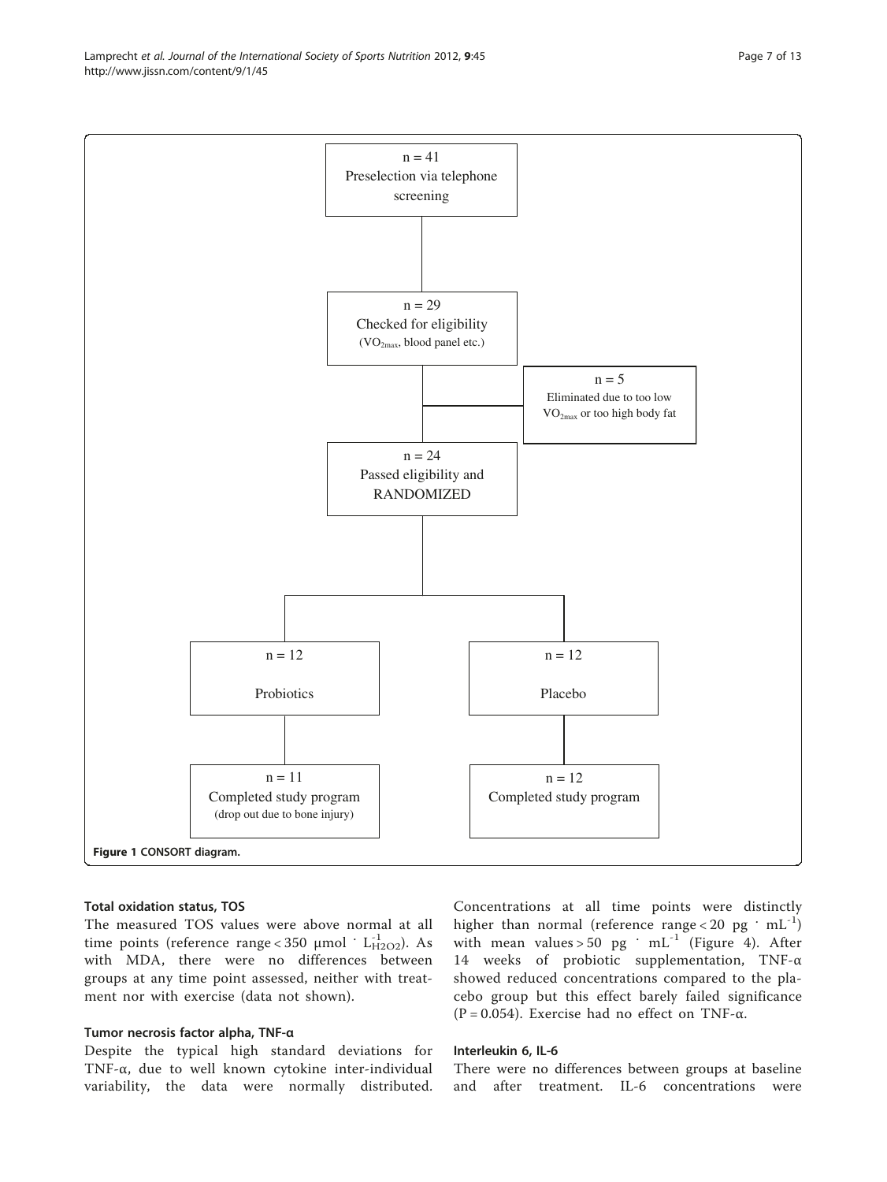n = 41
Preselection via telephone screening

n = 29
Checked for eligibility
($VO_{2max}$, blood panel etc.)

n = 5
Eliminated due to too low $VO_{2max}$ or too high body fat

n = 24
Passed eligibility and RANDOMIZED

n = 12
Probiotics

n = 12
Placebo

n = 11
Completed study program
(drop out due to bone injury)

n = 12
Completed study program

**Figure 1 CONSORT diagram.**

#### Total oxidation status, TOS

The measured TOS values were above normal at all time points (reference range < 350 μmol · $L^{-1}_{H2O2}$). As with MDA, there were no differences between groups at any time point assessed, neither with treatment nor with exercise (data not shown).

#### Tumor necrosis factor alpha, TNF-α

Despite the typical high standard deviations for TNF-α, due to well known cytokine inter-individual variability, the data were normally distributed. Concentrations at all time points were distinctly higher than normal (reference range < 20 pg · $mL^{-1}$) with mean values > 50 pg · $mL^{-1}$ (Figure 4). After 14 weeks of probiotic supplementation, TNF-α showed reduced concentrations compared to the placebo group but this effect barely failed significance ($P = 0.054$). Exercise had no effect on TNF-α.

#### Interleukin 6, IL-6

There were no differences between groups at baseline and after treatment. IL-6 concentrations were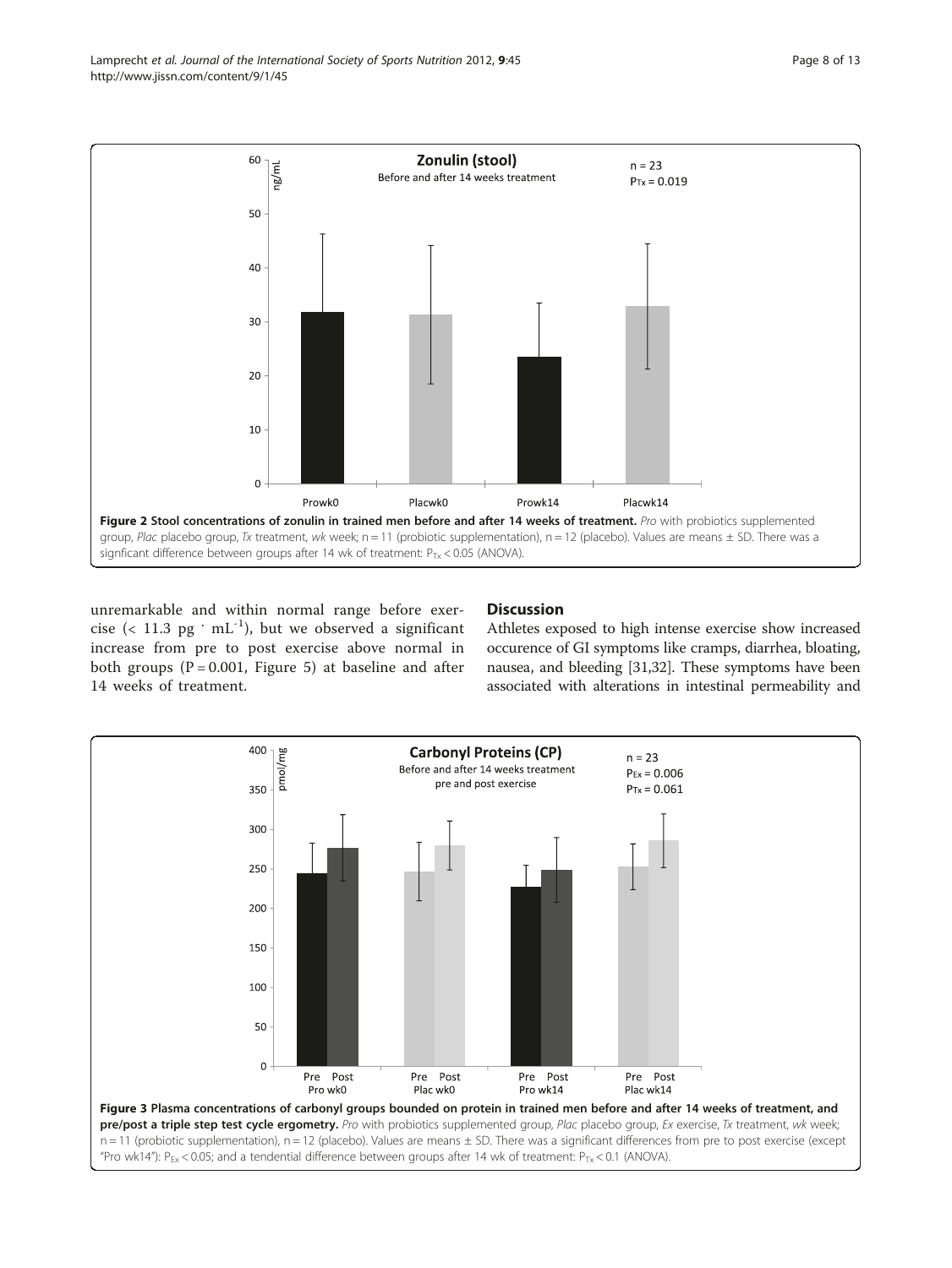**Figure 2 Stool concentrations of zonulin in trained men before and after 14 weeks of treatment.** *Pro* with probiotics supplemented group, *Plac* placebo group, *Tx* treatment, *wk* week; n = 11 (probiotic supplementation), n = 12 (placebo). Values are means ± SD. There was a signficant difference between groups after 14 wk of treatment: $P_{Tx} < 0.05$ (ANOVA).

unremarkable and within normal range before exercise (< 11.3 pg · mL$^{-1}$), but we observed a significant increase from pre to post exercise above normal in both groups (P = 0.001, Figure 5) at baseline and after 14 weeks of treatment.

## Discussion

Athletes exposed to high intense exercise show increased occurence of GI symptoms like cramps, diarrhea, bloating, nausea, and bleeding [31,32]. These symptoms have been associated with alterations in intestinal permeability and

**Figure 3 Plasma concentrations of carbonyl groups bounded on protein in trained men before and after 14 weeks of treatment, and pre/post a triple step test cycle ergometry.** *Pro* with probiotics supplemented group, *Plac* placebo group, *Ex* exercise, *Tx* treatment, *wk* week; n = 11 (probiotic supplementation), n = 12 (placebo). Values are means ± SD. There was a significant differences from pre to post exercise (except "Pro wk14"): $P_{Ex} < 0.05$; and a tendential difference between groups after 14 wk of treatment: $P_{Tx} < 0.1$ (ANOVA).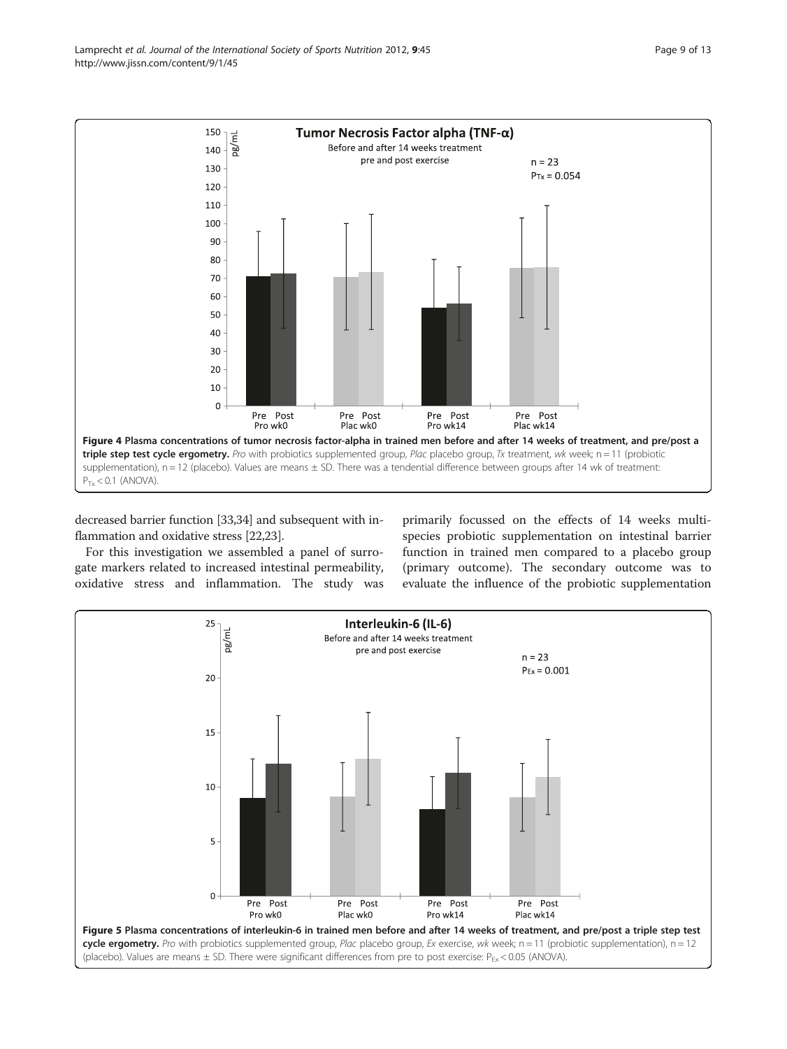**Figure 4 Plasma concentrations of tumor necrosis factor-alpha in trained men before and after 14 weeks of treatment, and pre/post a triple step test cycle ergometry.** *Pro* with probiotics supplemented group, *Plac* placebo group, *Tx* treatment, *wk* week; n = 11 (probiotic supplementation), n = 12 (placebo). Values are means ± SD. There was a tendential difference between groups after 14 wk of treatment: $P_{Tx} < 0.1$ (ANOVA).

decreased barrier function [33,34] and subsequent with inflammation and oxidative stress [22,23].

For this investigation we assembled a panel of surrogate markers related to increased intestinal permeability, oxidative stress and inflammation. The study was primarily focussed on the effects of 14 weeks multi-species probiotic supplementation on intestinal barrier function in trained men compared to a placebo group (primary outcome). The secondary outcome was to evaluate the influence of the probiotic supplementation

**Figure 5 Plasma concentrations of interleukin-6 in trained men before and after 14 weeks of treatment, and pre/post a triple step test cycle ergometry.** *Pro* with probiotics supplemented group, *Plac* placebo group, *Ex* exercise, *wk* week; n = 11 (probiotic supplementation), n = 12 (placebo). Values are means ± SD. There were significant differences from pre to post exercise: $P_{Ex} < 0.05$ (ANOVA).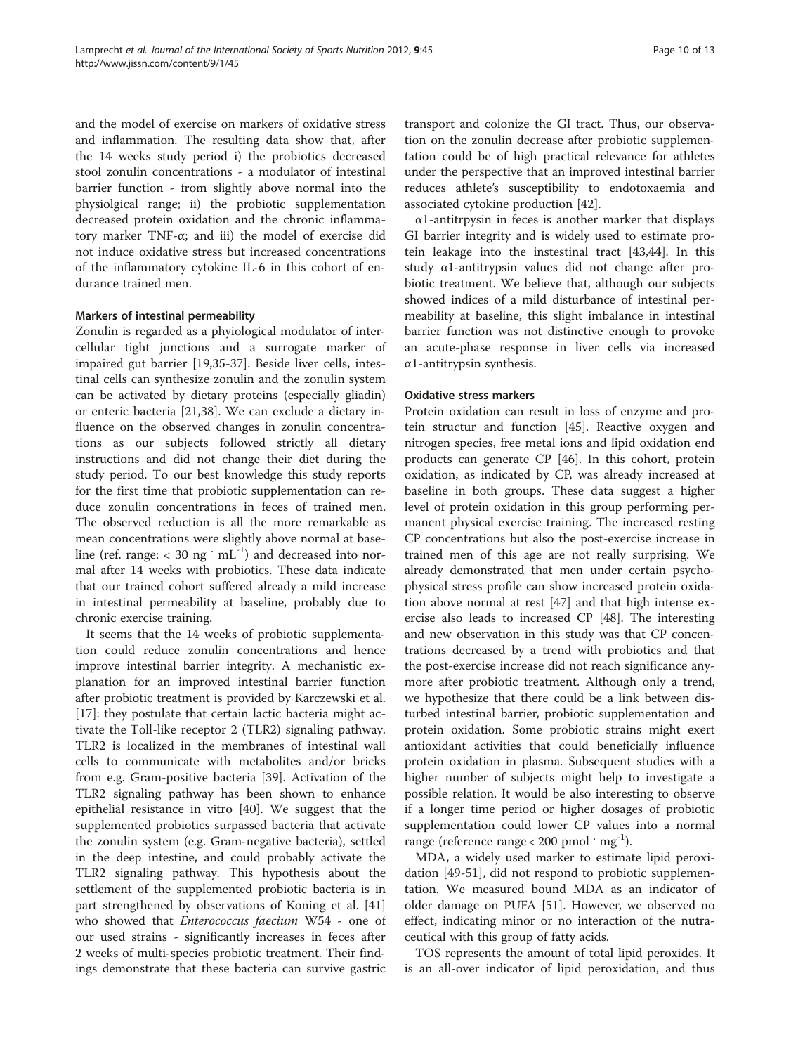and the model of exercise on markers of oxidative stress and inflammation. The resulting data show that, after the 14 weeks study period i) the probiotics decreased stool zonulin concentrations - a modulator of intestinal barrier function - from slightly above normal into the physiolgical range; ii) the probiotic supplementation decreased protein oxidation and the chronic inflammatory marker TNF-α; and iii) the model of exercise did not induce oxidative stress but increased concentrations of the inflammatory cytokine IL-6 in this cohort of endurance trained men.

### Markers of intestinal permeability

Zonulin is regarded as a phyiological modulator of intercellular tight junctions and a surrogate marker of impaired gut barrier [19,35-37]. Beside liver cells, intestinal cells can synthesize zonulin and the zonulin system can be activated by dietary proteins (especially gliadin) or enteric bacteria [21,38]. We can exclude a dietary influence on the observed changes in zonulin concentrations as our subjects followed strictly all dietary instructions and did not change their diet during the study period. To our best knowledge this study reports for the first time that probiotic supplementation can reduce zonulin concentrations in feces of trained men. The observed reduction is all the more remarkable as mean concentrations were slightly above normal at baseline (ref. range: < 30 ng · mL$^{-1}$) and decreased into normal after 14 weeks with probiotics. These data indicate that our trained cohort suffered already a mild increase in intestinal permeability at baseline, probably due to chronic exercise training.

It seems that the 14 weeks of probiotic supplementation could reduce zonulin concentrations and hence improve intestinal barrier integrity. A mechanistic explanation for an improved intestinal barrier function after probiotic treatment is provided by Karczewski et al. [17]: they postulate that certain lactic bacteria might activate the Toll-like receptor 2 (TLR2) signaling pathway. TLR2 is localized in the membranes of intestinal wall cells to communicate with metabolites and/or bricks from e.g. Gram-positive bacteria [39]. Activation of the TLR2 signaling pathway has been shown to enhance epithelial resistance in vitro [40]. We suggest that the supplemented probiotics surpassed bacteria that activate the zonulin system (e.g. Gram-negative bacteria), settled in the deep intestine, and could probably activate the TLR2 signaling pathway. This hypothesis about the settlement of the supplemented probiotic bacteria is in part strengthened by observations of Koning et al. [41] who showed that *Enterococcus faecium* W54 - one of our used strains - significantly increases in feces after 2 weeks of multi-species probiotic treatment. Their findings demonstrate that these bacteria can survive gastric transport and colonize the GI tract. Thus, our observation on the zonulin decrease after probiotic supplementation could be of high practical relevance for athletes under the perspective that an improved intestinal barrier reduces athlete's susceptibility to endotoxaemia and associated cytokine production [42].

α1-antitrpysin in feces is another marker that displays GI barrier integrity and is widely used to estimate protein leakage into the instestinal tract [43,44]. In this study α1-antitrypsin values did not change after probiotic treatment. We believe that, although our subjects showed indices of a mild disturbance of intestinal permeability at baseline, this slight imbalance in intestinal barrier function was not distinctive enough to provoke an acute-phase response in liver cells via increased α1-antitrypsin synthesis.

### Oxidative stress markers

Protein oxidation can result in loss of enzyme and protein structur and function [45]. Reactive oxygen and nitrogen species, free metal ions and lipid oxidation end products can generate CP [46]. In this cohort, protein oxidation, as indicated by CP, was already increased at baseline in both groups. These data suggest a higher level of protein oxidation in this group performing permanent physical exercise training. The increased resting CP concentrations but also the post-exercise increase in trained men of this age are not really surprising. We already demonstrated that men under certain psychophysical stress profile can show increased protein oxidation above normal at rest [47] and that high intense exercise also leads to increased CP [48]. The interesting and new observation in this study was that CP concentrations decreased by a trend with probiotics and that the post-exercise increase did not reach significance anymore after probiotic treatment. Although only a trend, we hypothesize that there could be a link between disturbed intestinal barrier, probiotic supplementation and protein oxidation. Some probiotic strains might exert antioxidant activities that could beneficially influence protein oxidation in plasma. Subsequent studies with a higher number of subjects might help to investigate a possible relation. It would be also interesting to observe if a longer time period or higher dosages of probiotic supplementation could lower CP values into a normal range (reference range < 200 pmol · mg$^{-1}$).

MDA, a widely used marker to estimate lipid peroxidation [49-51], did not respond to probiotic supplementation. We measured bound MDA as an indicator of older damage on PUFA [51]. However, we observed no effect, indicating minor or no interaction of the nutraceutical with this group of fatty acids.

TOS represents the amount of total lipid peroxides. It is an all-over indicator of lipid peroxidation, and thus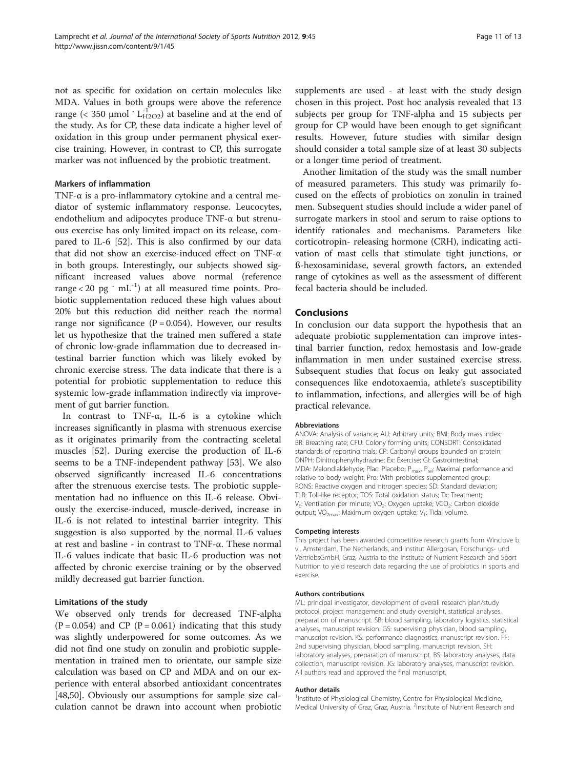not as specific for oxidation on certain molecules like MDA. Values in both groups were above the reference range (< 350 μmol · $L^{-1}_{H2O2}$) at baseline and at the end of the study. As for CP, these data indicate a higher level of oxidation in this group under permanent physical exercise training. However, in contrast to CP, this surrogate marker was not influenced by the probiotic treatment.

### Markers of inflammation

TNF-α is a pro-inflammatory cytokine and a central mediator of systemic inflammatory response. Leucocytes, endothelium and adipocytes produce TNF-α but strenuous exercise has only limited impact on its release, compared to IL-6 [52]. This is also confirmed by our data that did not show an exercise-induced effect on TNF-α in both groups. Interestingly, our subjects showed significant increased values above normal (reference range < 20 pg · $mL^{-1}$) at all measured time points. Probiotic supplementation reduced these high values about 20% but this reduction did neither reach the normal range nor significance (P = 0.054). However, our results let us hypothesize that the trained men suffered a state of chronic low-grade inflammation due to decreased intestinal barrier function which was likely evoked by chronic exercise stress. The data indicate that there is a potential for probiotic supplementation to reduce this systemic low-grade inflammation indirectly via improvement of gut barrier function.

In contrast to TNF-α, IL-6 is a cytokine which increases significantly in plasma with strenuous exercise as it originates primarily from the contracting sceletal muscles [52]. During exercise the production of IL-6 seems to be a TNF-independent pathway [53]. We also observed significantly increased IL-6 concentrations after the strenuous exercise tests. The probiotic supplementation had no influence on this IL-6 release. Obviously the exercise-induced, muscle-derived, increase in IL-6 is not related to intestinal barrier integrity. This suggestion is also supported by the normal IL-6 values at rest and basline - in contrast to TNF-α. These normal IL-6 values indicate that basic IL-6 production was not affected by chronic exercise training or by the observed mildly decreased gut barrier function.

### Limitations of the study

We observed only trends for decreased TNF-alpha (P = 0.054) and CP (P = 0.061) indicating that this study was slightly underpowered for some outcomes. As we did not find one study on zonulin and probiotic supplementation in trained men to orientate, our sample size calculation was based on CP and MDA and on our experience with enteral absorbed antioxidant concentrates [48,50]. Obviously our assumptions for sample size calculation cannot be drawn into account when probiotic supplements are used - at least with the study design chosen in this project. Post hoc analysis revealed that 13 subjects per group for TNF-alpha and 15 subjects per group for CP would have been enough to get significant results. However, future studies with similar design should consider a total sample size of at least 30 subjects or a longer time period of treatment.

Another limitation of the study was the small number of measured parameters. This study was primarily focused on the effects of probiotics on zonulin in trained men. Subsequent studies should include a wider panel of surrogate markers in stool and serum to raise options to identify rationales and mechanisms. Parameters like corticotropin- releasing hormone (CRH), indicating activation of mast cells that stimulate tight junctions, or ß-hexosaminidase, several growth factors, an extended range of cytokines as well as the assessment of different fecal bacteria should be included.

## Conclusions

In conclusion our data support the hypothesis that an adequate probiotic supplementation can improve intestinal barrier function, redox hemostasis and low-grade inflammation in men under sustained exercise stress. Subsequent studies that focus on leaky gut associated consequences like endotoxaemia, athlete's susceptibility to inflammation, infections, and allergies will be of high practical relevance.

#### Abbreviations

ANOVA: Analysis of variance; AU: Arbitrary units; BMI: Body mass index; BR: Breathing rate; CFU: Colony forming units; CONSORT: Consolidated standards of reporting trials; CP: Carbonyl groups bounded on protein; DNPH: Dinitrophenylhydrazine; Ex: Exercise; GI: Gastrointestinal; MDA: Malondialdehyde; Plac: Placebo; $P_{max}$, $P_{rel}$: Maximal performance and relative to body weight; Pro: With probiotics supplemented group; RONS: Reactive oxygen and nitrogen species; SD: Standard deviation; TLR: Toll-like receptor; TOS: Total oxidation status; Tx: Treatment; $V_E$: Ventilation per minute; $VO_2$: Oxygen uptake; $VCO_2$: Carbon dioxide output; $VO_{2max}$: Maximum oxygen uptake; $V_T$: Tidal volume.

#### Competing interests

This project has been awarded competitive research grants from Winclove b. v., Amsterdam, The Netherlands, and Institut Allergosan, Forschungs- und VertriebsGmbH, Graz, Austria to the Institute of Nutrient Research and Sport Nutrition to yield research data regarding the use of probiotics in sports and exercise.

#### Authors contributions

ML: principal investigator, development of overall research plan/study protocol, project management and study oversight, statistical analyses, preparation of manuscript. SB: blood sampling, laboratory logistics, statistical analyses, manuscript revision. GS: supervising physician, blood sampling, manuscript revision. KS: performance diagnostics, manuscript revision. FF: 2nd supervising physician, blood sampling, manuscript revision. SH: laboratory analyses, preparation of manuscript. BS: laboratory analyses, data collection, manuscript revision. JG: laboratory analyses, manuscript revision. All authors read and approved the final manuscript.

#### Author details

[1]Institute of Physiological Chemistry, Centre for Physiological Medicine, Medical University of Graz, Graz, Austria. [2]Institute of Nutrient Research and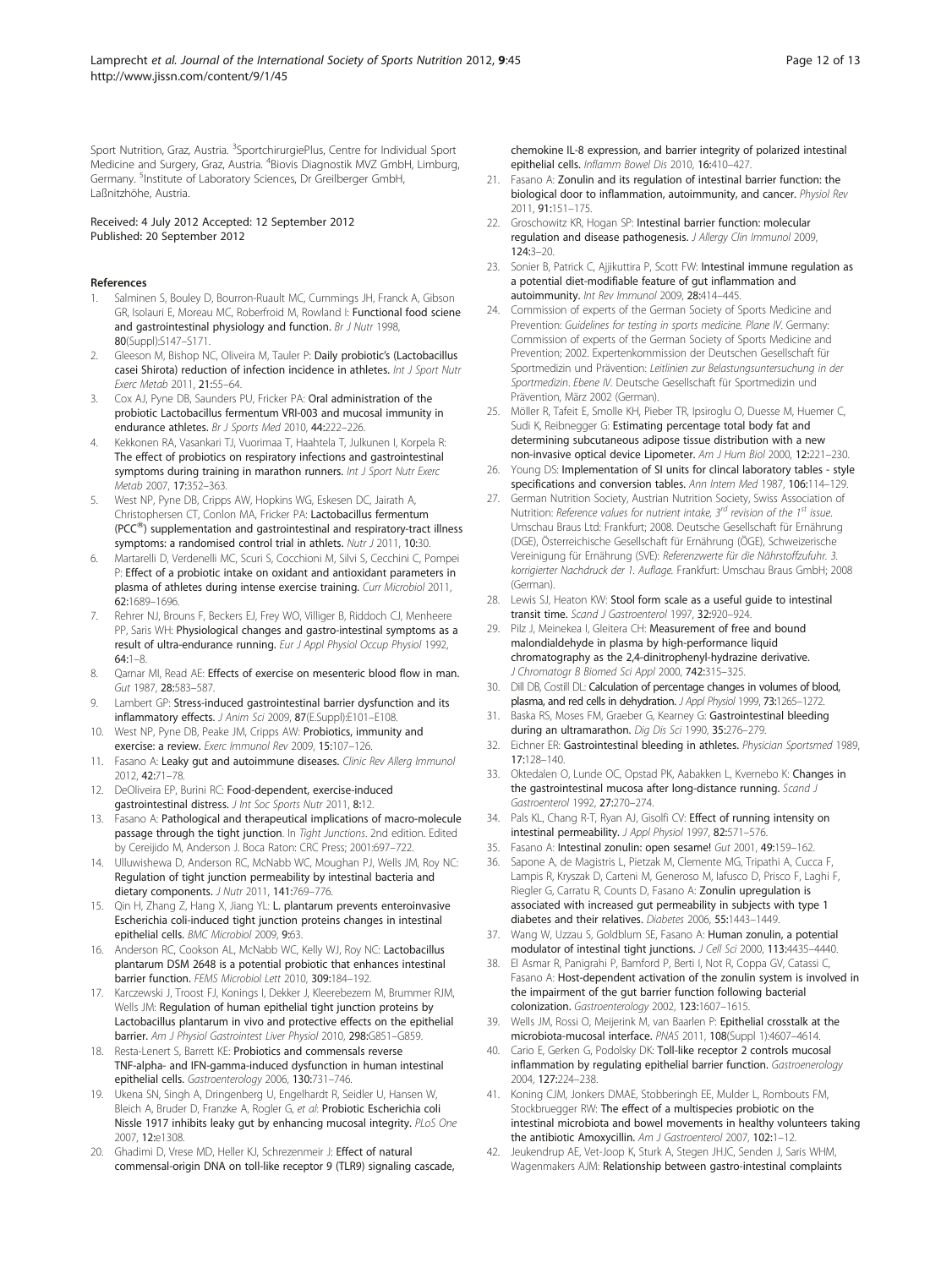Sport Nutrition, Graz, Austria. [3]SportchirurgiePlus, Centre for Individual Sport Medicine and Surgery, Graz, Austria. [4]Biovis Diagnostik MVZ GmbH, Limburg, Germany. [5]Institute of Laboratory Sciences, Dr Greilberger GmbH, Laßnitzhöhe, Austria.

Received: 4 July 2012 Accepted: 12 September 2012
Published: 20 September 2012

## References

1. Salminen S, Bouley D, Bourron-Ruault MC, Cummings JH, Franck A, Gibson GR, Isolauri E, Moreau MC, Roberfroid M, Rowland I: **Functional food sciene and gastrointestinal physiology and function.** *Br J Nutr* 1998, **80**(Suppl):S147–S171.
2. Gleeson M, Bishop NC, Oliveira M, Tauler P: **Daily probiotic's (Lactobacillus casei Shirota) reduction of infection incidence in athletes.** *Int J Sport Nutr Exerc Metab* 2011, **21:**55–64.
3. Cox AJ, Pyne DB, Saunders PU, Fricker PA: **Oral administration of the probiotic Lactobacillus fermentum VRI-003 and mucosal immunity in endurance athletes.** *Br J Sports Med* 2010, **44:**222–226.
4. Kekkonen RA, Vasankari TJ, Vuorimaa T, Haahtela T, Julkunen I, Korpela R: **The effect of probiotics on respiratory infections and gastrointestinal symptoms during training in marathon runners.** *Int J Sport Nutr Exerc Metab* 2007, **17:**352–363.
5. West NP, Pyne DB, Cripps AW, Hopkins WG, Eskesen DC, Jairath A, Christophersen CT, Conlon MA, Fricker PA: **Lactobacillus fermentum (PCC®) supplementation and gastrointestinal and respiratory-tract illness symptoms: a randomised control trial in athlets.** *Nutr J* 2011, **10:**30.
6. Martarelli D, Verdenelli MC, Scuri S, Cocchioni M, Silvi S, Cecchini C, Pompei P: **Effect of a probiotic intake on oxidant and antioxidant parameters in plasma of athletes during intense exercise training.** *Curr Microbiol* 2011, **62:**1689–1696.
7. Rehrer NJ, Brouns F, Beckers EJ, Frey WO, Villiger B, Riddoch CJ, Menheere PP, Saris WH: **Physiological changes and gastro-intestinal symptoms as a result of ultra-endurance running.** *Eur J Appl Physiol Occup Physiol* 1992, **64:**1–8.
8. Qamar MI, Read AE: **Effects of exercise on mesenteric blood flow in man.** *Gut* 1987, **28:**583–587.
9. Lambert GP: **Stress-induced gastrointestinal barrier dysfunction and its inflammatory effects.** *J Anim Sci* 2009, **87**(E.Suppl):E101–E108.
10. West NP, Pyne DB, Peake JM, Cripps AW: **Probiotics, immunity and exercise: a review.** *Exerc Immunol Rev* 2009, **15:**107–126.
11. Fasano A: **Leaky gut and autoimmune diseases.** *Clinic Rev Allerg Immunol* 2012, **42:**71–78.
12. DeOliveira EP, Burini RC: **Food-dependent, exercise-induced gastrointestinal distress.** *J Int Soc Sports Nutr* 2011, **8:**12.
13. Fasano A: **Pathological and therapeutical implications of macro-molecule passage through the tight junction.** In *Tight Junctions*. 2nd edition. Edited by Cereijido M, Anderson J. Boca Raton: CRC Press; 2001:697–722.
14. Ulluwishewa D, Anderson RC, McNabb WC, Moughan PJ, Wells JM, Roy NC: **Regulation of tight junction permeability by intestinal bacteria and dietary components.** *J Nutr* 2011, **141:**769–776.
15. Qin H, Zhang Z, Hang X, Jiang YL: **L. plantarum prevents enteroinvasive Escherichia coli-induced tight junction proteins changes in intestinal epithelial cells.** *BMC Microbiol* 2009, **9:**63.
16. Anderson RC, Cookson AL, McNabb WC, Kelly WJ, Roy NC: **Lactobacillus plantarum DSM 2648 is a potential probiotic that enhances intestinal barrier function.** *FEMS Microbiol Lett* 2010, **309:**184–192.
17. Karczewski J, Troost FJ, Konings I, Dekker J, Kleerebezem M, Brummer RJM, Wells JM: **Regulation of human epithelial tight junction proteins by Lactobacillus plantarum in vivo and protective effects on the epithelial barrier.** *Am J Physiol Gastrointest Liver Physiol* 2010, **298:**G851–G859.
18. Resta-Lenert S, Barrett KE: **Probiotics and commensals reverse TNF-alpha- and IFN-gamma-induced dysfunction in human intestinal epithelial cells.** *Gastroenterology* 2006, **130:**731–746.
19. Ukena SN, Singh A, Dringenberg U, Engelhardt R, Seidler U, Hansen W, Bleich A, Bruder D, Franzke A, Rogler G, *et al*: **Probiotic Escherichia coli Nissle 1917 inhibits leaky gut by enhancing mucosal integrity.** *PLoS One* 2007, **12:**e1308.
20. Ghadimi D, Vrese MD, Heller KJ, Schrezenmeir J: **Effect of natural commensal-origin DNA on toll-like receptor 9 (TLR9) signaling cascade, chemokine IL-8 expression, and barrier integrity of polarized intestinal epithelial cells.** *Inflamm Bowel Dis* 2010, **16:**410–427.
21. Fasano A: **Zonulin and its regulation of intestinal barrier function: the biological door to inflammation, autoimmunity, and cancer.** *Physiol Rev* 2011, **91:**151–175.
22. Groschowitz KR, Hogan SP: **Intestinal barrier function: molecular regulation and disease pathogenesis.** *J Allergy Clin Immunol* 2009, **124:**3–20.
23. Sonier B, Patrick C, Ajjikuttira P, Scott FW: **Intestinal immune regulation as a potential diet-modifiable feature of gut inflammation and autoimmunity.** *Int Rev Immunol* 2009, **28:**414–445.
24. Commission of experts of the German Society of Sports Medicine and Prevention: *Guidelines for testing in sports medicine. Plane IV*. Germany: Commission of experts of the German Society of Sports Medicine and Prevention; 2002. Expertenkommission der Deutschen Gesellschaft für Sportmedizin und Prävention: *Leitlinien zur Belastungsuntersuchung in der Sportmedizin. Ebene IV*. Deutsche Gesellschaft für Sportmedizin und Prävention, März 2002 (German).
25. Möller R, Tafeit E, Smolle KH, Pieber TR, Ipsiroglu O, Duesse M, Huemer C, Sudi K, Reibnegger G: **Estimating percentage total body fat and determining subcutaneous adipose tissue distribution with a new non-invasive optical device Lipometer.** *Am J Hum Biol* 2000, **12:**221–230.
26. Young DS: **Implementation of SI units for clincal laboratory tables - style specifications and conversion tables.** *Ann Intern Med* 1987, **106:**114–129.
27. German Nutrition Society, Austrian Nutrition Society, Swiss Association of Nutrition: *Reference values for nutrient intake, 3rd revision of the 1st issue*. Umschau Braus Ltd: Frankfurt; 2008. Deutsche Gesellschaft für Ernährung (DGE), Österreichische Gesellschaft für Ernährung (ÖGE), Schweizerische Vereinigung für Ernährung (SVE): *Referenzwerte für die Nährstoffzufuhr. 3. korrigierter Nachdruck der 1. Auflage*. Frankfurt: Umschau Braus GmbH; 2008 (German).
28. Lewis SJ, Heaton KW: **Stool form scale as a useful guide to intestinal transit time.** *Scand J Gastroenterol* 1997, **32:**920–924.
29. Pilz J, Meinekea I, Gleitera CH: **Measurement of free and bound malondialdehyde in plasma by high-performance liquid chromatography as the 2,4-dinitrophenyl-hydrazine derivative.** *J Chromatogr B Biomed Sci Appl* 2000, **742:**315–325.
30. Dill DB, Costill DL: **Calculation of percentage changes in volumes of blood, plasma, and red cells in dehydration.** *J Appl Physiol* 1999, **73:**1265–1272.
31. Baska RS, Moses FM, Graeber G, Kearney G: **Gastrointestinal bleeding during an ultramarathon.** *Dig Dis Sci* 1990, **35:**276–279.
32. Eichner ER: **Gastrointestinal bleeding in athletes.** *Physician Sportsmed* 1989, **17:**128–140.
33. Oktedalen O, Lunde OC, Opstad PK, Aabakken L, Kvernebo K: **Changes in the gastrointestinal mucosa after long-distance running.** *Scand J Gastroenterol* 1992, **27:**270–274.
34. Pals KL, Chang R-T, Ryan AJ, Gisolfi CV: **Effect of running intensity on intestinal permeability.** *J Appl Physiol* 1997, **82:**571–576.
35. Fasano A: **Intestinal zonulin: open sesame!** *Gut* 2001, **49:**159–162.
36. Sapone A, de Magistris L, Pietzak M, Clemente MG, Tripathi A, Cucca F, Lampis R, Kryszak D, Carteni M, Generoso M, Iafusco D, Prisco F, Laghi F, Riegler G, Carratu R, Counts D, Fasano A: **Zonulin upregulation is associated with increased gut permeability in subjects with type 1 diabetes and their relatives.** *Diabetes* 2006, **55:**1443–1449.
37. Wang W, Uzzau S, Goldblum SE, Fasano A: **Human zonulin, a potential modulator of intestinal tight junctions.** *J Cell Sci* 2000, **113:**4435–4440.
38. El Asmar R, Panigrahi P, Bamford P, Berti I, Not R, Coppa GV, Catassi C, Fasano A: **Host-dependent activation of the zonulin system is involved in the impairment of the gut barrier function following bacterial colonization.** *Gastroenterology* 2002, **123:**1607–1615.
39. Wells JM, Rossi O, Meijerink M, van Baarlen P: **Epithelial crosstalk at the microbiota-mucosal interface.** *PNAS* 2011, **108**(Suppl 1):4607–4614.
40. Cario E, Gerken G, Podolsky DK: **Toll-like receptor 2 controls mucosal inflammation by regulating epithelial barrier function.** *Gastroenerology* 2004, **127:**224–238.
41. Koning CJM, Jonkers DMAE, Stobberingh EE, Mulder L, Rombouts FM, Stockbruegger RW: **The effect of a multispecies probiotic on the intestinal microbiota and bowel movements in healthy volunteers taking the antibiotic Amoxycillin.** *Am J Gastroenterol* 2007, **102:**1–12.
42. Jeukendrup AE, Vet-Joop K, Sturk A, Stegen JHJC, Senden J, Saris WHM, Wagenmakers AJM: **Relationship between gastro-intestinal complaints**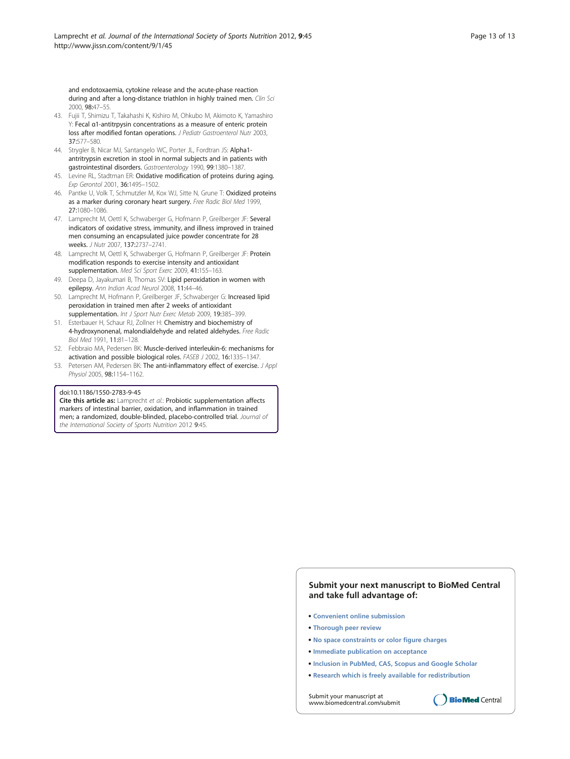and endotoxaemia, cytokine release and the acute-phase reaction during and after a long-distance triathlon in highly trained men. *Clin Sci* 2000, **98**:47–55.

43. Fujii T, Shimizu T, Takahashi K, Kishiro M, Ohkubo M, Akimoto K, Yamashiro Y: **Fecal α1-antitrpysin concentrations as a measure of enteric protein loss after modified fontan operations.** *J Pediatr Gastroenterol Nutr* 2003, **37**:577–580.
44. Strygler B, Nicar MJ, Santangelo WC, Porter JL, Fordtran JS: **Alpha1-antitrypsin excretion in stool in normal subjects and in patients with gastrointestinal disorders.** *Gastroenterology* 1990, **99**:1380–1387.
45. Levine RL, Stadtman ER: **Oxidative modification of proteins during aging.** *Exp Gerontol* 2001, **36**:1495–1502.
46. Pantke U, Volk T, Schmutzler M, Kox WJ, Sitte N, Grune T: **Oxidized proteins as a marker during coronary heart surgery.** *Free Radic Biol Med* 1999, **27**:1080–1086.
47. Lamprecht M, Oettl K, Schwaberger G, Hofmann P, Greilberger JF: **Several indicators of oxidative stress, immunity, and illness improved in trained men consuming an encapsulated juice powder concentrate for 28 weeks.** *J Nutr* 2007, **137**:2737–2741.
48. Lamprecht M, Oettl K, Schwaberger G, Hofmann P, Greilberger JF: **Protein modification responds to exercise intensity and antioxidant supplementation.** *Med Sci Sport Exerc* 2009, **41**:155–163.
49. Deepa D, Jayakumari B, Thomas SV: **Lipid peroxidation in women with epilepsy.** *Ann Indian Acad Neurol* 2008, **11**:44–46.
50. Lamprecht M, Hofmann P, Greilberger JF, Schwaberger G: **Increased lipid peroxidation in trained men after 2 weeks of antioxidant supplementation.** *Int J Sport Nutr Exerc Metab* 2009, **19**:385–399.
51. Esterbauer H, Schaur RJ, Zollner H: **Chemistry and biochemistry of 4-hydroxynonenal, malondialdehyde and related aldehydes.** *Free Radic Biol Med* 1991, **11**:81–128.
52. Febbraio MA, Pedersen BK: **Muscle-derived interleukin-6: mechanisms for activation and possible biological roles.** *FASEB J* 2002, **16**:1335–1347.
53. Petersen AM, Pedersen BK: **The anti-inflammatory effect of exercise.** *J Appl Physiol* 2005, **98**:1154–1162.

doi:10.1186/1550-2783-9-45

**Cite this article as:** Lamprecht *et al.*: Probiotic supplementation affects markers of intestinal barrier, oxidation, and inflammation in trained men; a randomized, double-blinded, placebo-controlled trial. *Journal of the International Society of Sports Nutrition* 2012 **9**:45.

**Submit your next manuscript to BioMed Central and take full advantage of:**

- **Convenient online submission**
- **Thorough peer review**
- **No space constraints or color figure charges**
- **Immediate publication on acceptance**
- **Inclusion in PubMed, CAS, Scopus and Google Scholar**
- **Research which is freely available for redistribution**

Submit your manuscript at www.biomedcentral.com/submit

BioMed Central